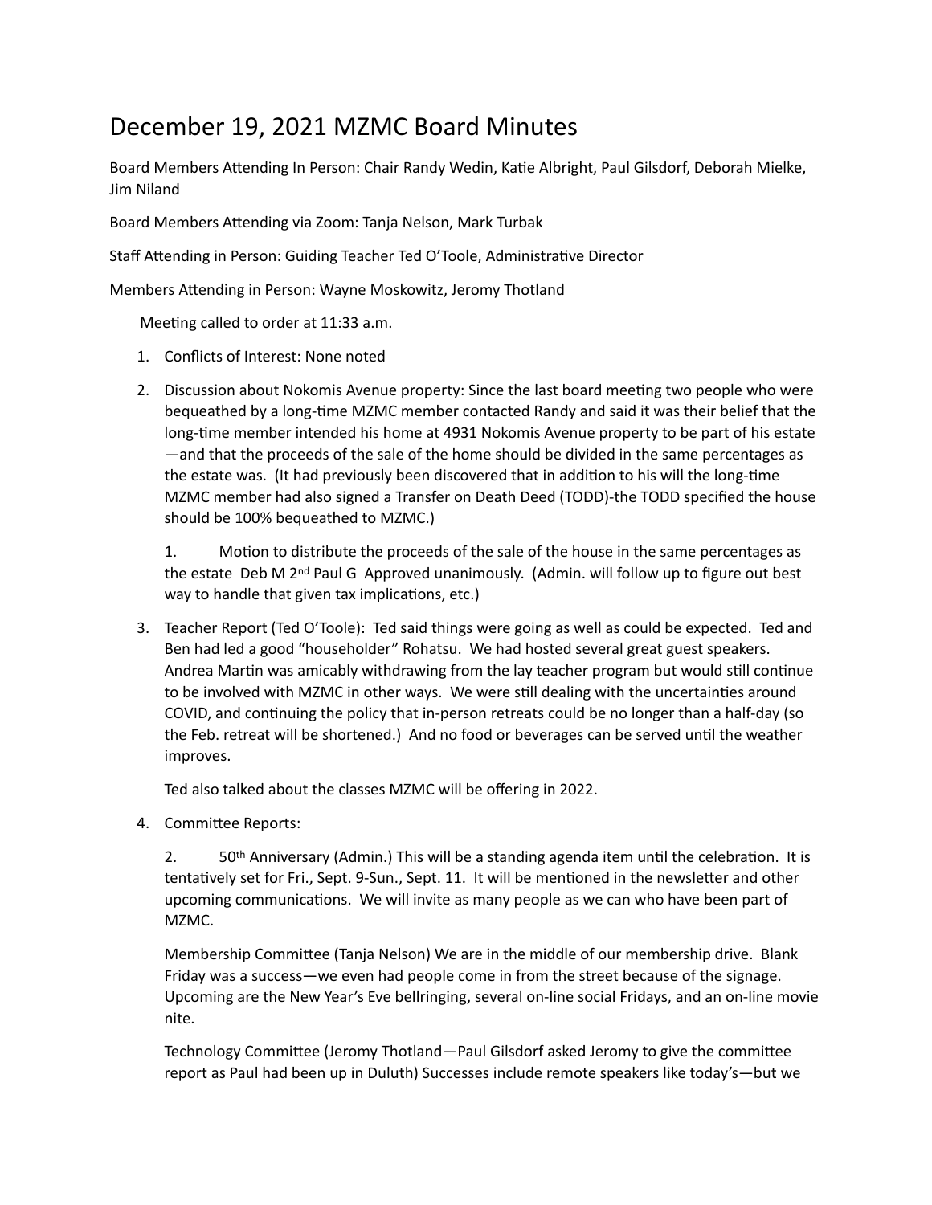# December 19, 2021 MZMC Board Minutes

Board Members Attending In Person: Chair Randy Wedin, Katie Albright, Paul Gilsdorf, Deborah Mielke, Jim Niland

Board Members Attending via Zoom: Tanja Nelson, Mark Turbak

Staff Attending in Person: Guiding Teacher Ted O'Toole, Administrative Director

Members Attending in Person: Wayne Moskowitz, Jeromy Thotland

Meeting called to order at 11:33 a.m.

1. Conflicts of Interest: None noted

2. Discussion about Nokomis Avenue property: Since the last board meeting two people who were bequeathed by a long-time MZMC member contacted Randy and said it was their belief that the long-time member intended his home at 4931 Nokomis Avenue property to be part of his estate—and that the proceeds of the sale of the home should be divided in the same percentages as the estate was. (It had previously been discovered that in addition to his will the long-time MZMC member had also signed a Transfer on Death Deed (TODD)-the TODD specified the house should be 100% bequeathed to MZMC.)

   1. Motion to distribute the proceeds of the sale of the house in the same percentages as the estate Deb M 2nd Paul G Approved unanimously. (Admin. will follow up to figure out best way to handle that given tax implications, etc.)

3. Teacher Report (Ted O'Toole): Ted said things were going as well as could be expected. Ted and Ben had led a good "householder" Rohatsu. We had hosted several great guest speakers. Andrea Martin was amicably withdrawing from the lay teacher program but would still continue to be involved with MZMC in other ways. We were still dealing with the uncertainties around COVID, and continuing the policy that in-person retreats could be no longer than a half-day (so the Feb. retreat will be shortened.) And no food or beverages can be served until the weather improves.

   Ted also talked about the classes MZMC will be offering in 2022.

4. Committee Reports:

   2. 50th Anniversary (Admin.) This will be a standing agenda item until the celebration. It is tentatively set for Fri., Sept. 9-Sun., Sept. 11. It will be mentioned in the newsletter and other upcoming communications. We will invite as many people as we can who have been part of MZMC.

   Membership Committee (Tanja Nelson) We are in the middle of our membership drive. Blank Friday was a success—we even had people come in from the street because of the signage. Upcoming are the New Year's Eve bellringing, several on-line social Fridays, and an on-line movie nite.

   Technology Committee (Jeromy Thotland—Paul Gilsdorf asked Jeromy to give the committee report as Paul had been up in Duluth) Successes include remote speakers like today's—but we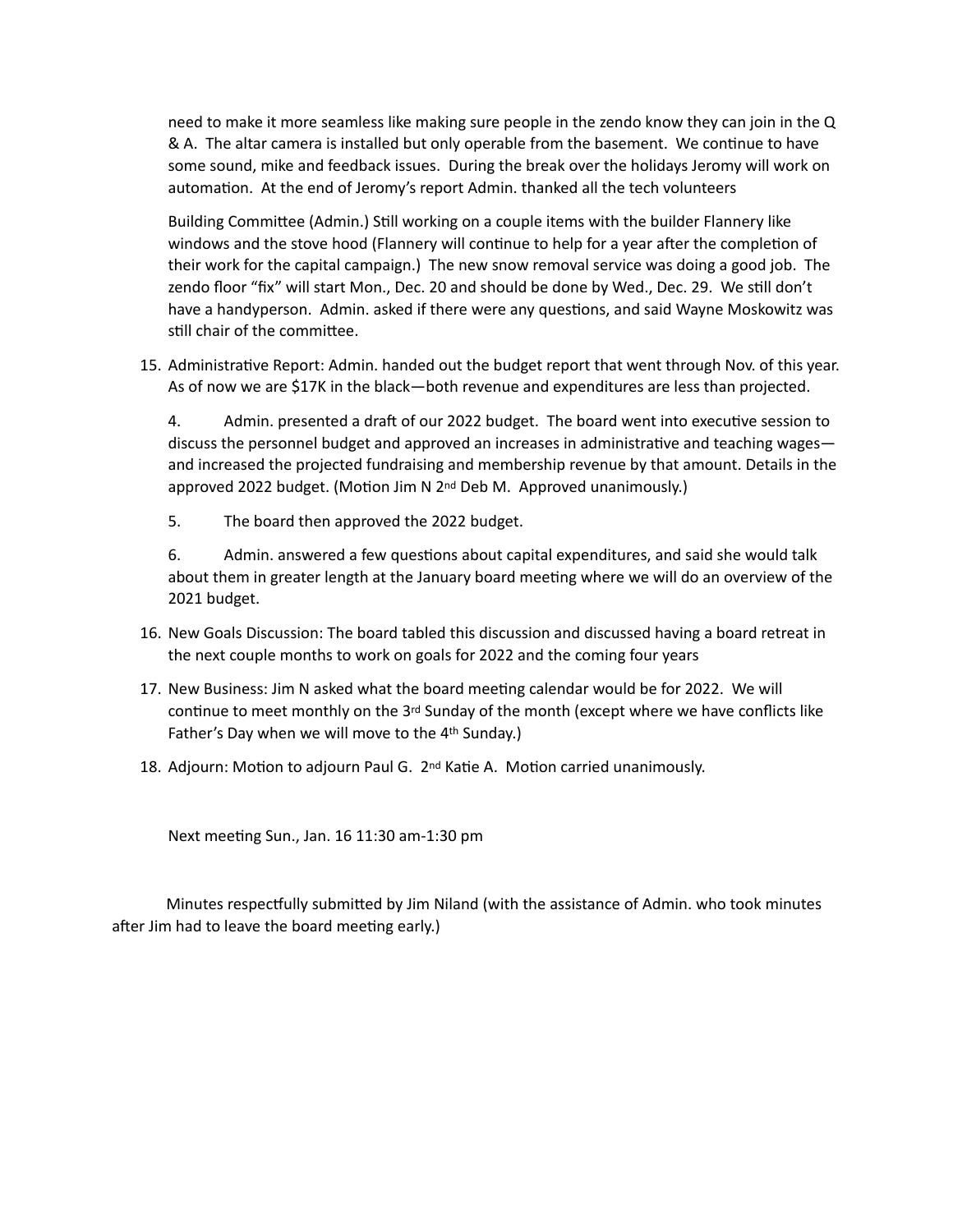need to make it more seamless like making sure people in the zendo know they can join in the Q & A. The altar camera is installed but only operable from the basement. We continue to have some sound, mike and feedback issues. During the break over the holidays Jeromy will work on automation. At the end of Jeromy's report Admin. thanked all the tech volunteers

Building Committee (Admin.) Still working on a couple items with the builder Flannery like windows and the stove hood (Flannery will continue to help for a year after the completion of their work for the capital campaign.) The new snow removal service was doing a good job. The zendo floor "fix" will start Mon., Dec. 20 and should be done by Wed., Dec. 29. We still don't have a handyperson. Admin. asked if there were any questions, and said Wayne Moskowitz was still chair of the committee.

15. Administrative Report: Admin. handed out the budget report that went through Nov. of this year. As of now we are $17K in the black—both revenue and expenditures are less than projected.

    4. Admin. presented a draft of our 2022 budget. The board went into executive session to discuss the personnel budget and approved an increases in administrative and teaching wages—and increased the projected fundraising and membership revenue by that amount. Details in the approved 2022 budget. (Motion Jim N 2nd Deb M. Approved unanimously.)

    5. The board then approved the 2022 budget.

    6. Admin. answered a few questions about capital expenditures, and said she would talk about them in greater length at the January board meeting where we will do an overview of the 2021 budget.

16. New Goals Discussion: The board tabled this discussion and discussed having a board retreat in the next couple months to work on goals for 2022 and the coming four years
17. New Business: Jim N asked what the board meeting calendar would be for 2022. We will continue to meet monthly on the 3rd Sunday of the month (except where we have conflicts like Father's Day when we will move to the 4th Sunday.)
18. Adjourn: Motion to adjourn Paul G. 2nd Katie A. Motion carried unanimously.

Next meeting Sun., Jan. 16 11:30 am-1:30 pm

Minutes respectfully submitted by Jim Niland (with the assistance of Admin. who took minutes after Jim had to leave the board meeting early.)